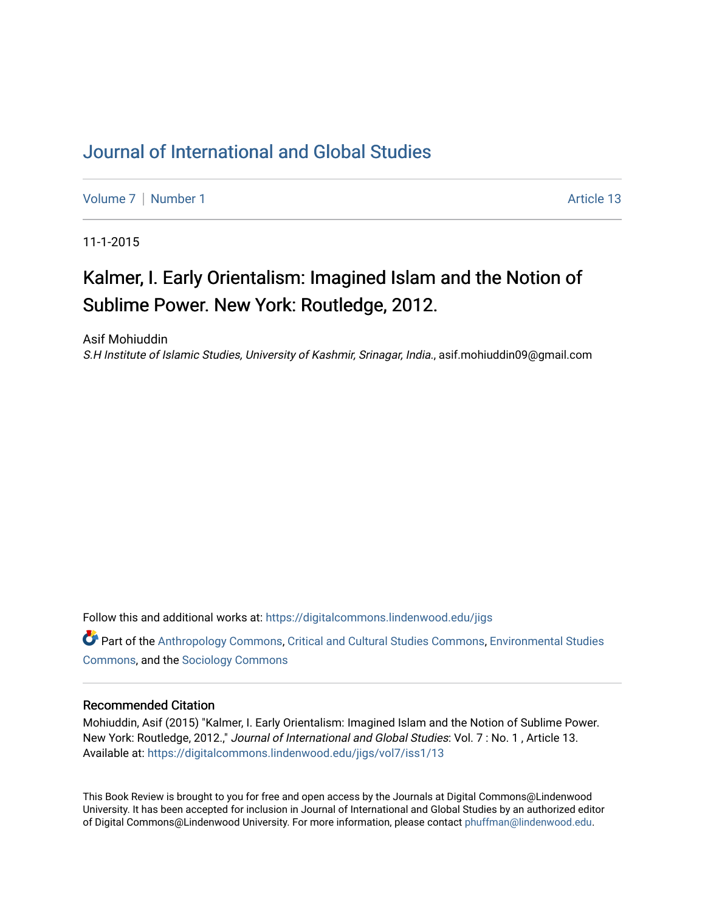# Journal of International and Global Studies

Volume 7 | Number 1 Article 13

11-1-2015

## Kalmer, I. Early Orientalism: Imagined Islam and the Notion of Sublime Power. New York: Routledge, 2012.

Asif Mohiuddin
*S.H Institute of Islamic Studies, University of Kashmir, Srinagar, India.*, asif.mohiuddin09@gmail.com

Follow this and additional works at: https://digitalcommons.lindenwood.edu/jigs

Part of the Anthropology Commons, Critical and Cultural Studies Commons, Environmental Studies Commons, and the Sociology Commons

### Recommended Citation

Mohiuddin, Asif (2015) "Kalmer, I. Early Orientalism: Imagined Islam and the Notion of Sublime Power. New York: Routledge, 2012.," *Journal of International and Global Studies*: Vol. 7 : No. 1 , Article 13.
Available at: https://digitalcommons.lindenwood.edu/jigs/vol7/iss1/13

This Book Review is brought to you for free and open access by the Journals at Digital Commons@Lindenwood University. It has been accepted for inclusion in Journal of International and Global Studies by an authorized editor of Digital Commons@Lindenwood University. For more information, please contact phuffman@lindenwood.edu.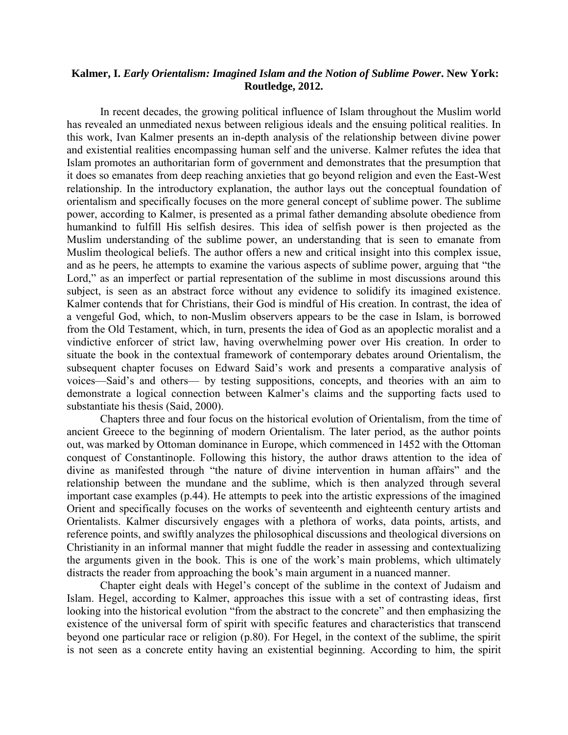**Kalmer, I. *Early Orientalism: Imagined Islam and the Notion of Sublime Power*. New York: Routledge, 2012.**

In recent decades, the growing political influence of Islam throughout the Muslim world has revealed an unmediated nexus between religious ideals and the ensuing political realities. In this work, Ivan Kalmer presents an in-depth analysis of the relationship between divine power and existential realities encompassing human self and the universe. Kalmer refutes the idea that Islam promotes an authoritarian form of government and demonstrates that the presumption that it does so emanates from deep reaching anxieties that go beyond religion and even the East-West relationship. In the introductory explanation, the author lays out the conceptual foundation of orientalism and specifically focuses on the more general concept of sublime power. The sublime power, according to Kalmer, is presented as a primal father demanding absolute obedience from humankind to fulfill His selfish desires. This idea of selfish power is then projected as the Muslim understanding of the sublime power, an understanding that is seen to emanate from Muslim theological beliefs. The author offers a new and critical insight into this complex issue, and as he peers, he attempts to examine the various aspects of sublime power, arguing that "the Lord," as an imperfect or partial representation of the sublime in most discussions around this subject, is seen as an abstract force without any evidence to solidify its imagined existence. Kalmer contends that for Christians, their God is mindful of His creation. In contrast, the idea of a vengeful God, which, to non-Muslim observers appears to be the case in Islam, is borrowed from the Old Testament, which, in turn, presents the idea of God as an apoplectic moralist and a vindictive enforcer of strict law, having overwhelming power over His creation. In order to situate the book in the contextual framework of contemporary debates around Orientalism, the subsequent chapter focuses on Edward Said's work and presents a comparative analysis of voices—Said's and others— by testing suppositions, concepts, and theories with an aim to demonstrate a logical connection between Kalmer's claims and the supporting facts used to substantiate his thesis (Said, 2000).

Chapters three and four focus on the historical evolution of Orientalism, from the time of ancient Greece to the beginning of modern Orientalism. The later period, as the author points out, was marked by Ottoman dominance in Europe, which commenced in 1452 with the Ottoman conquest of Constantinople. Following this history, the author draws attention to the idea of divine as manifested through "the nature of divine intervention in human affairs" and the relationship between the mundane and the sublime, which is then analyzed through several important case examples (p.44). He attempts to peek into the artistic expressions of the imagined Orient and specifically focuses on the works of seventeenth and eighteenth century artists and Orientalists. Kalmer discursively engages with a plethora of works, data points, artists, and reference points, and swiftly analyzes the philosophical discussions and theological diversions on Christianity in an informal manner that might fuddle the reader in assessing and contextualizing the arguments given in the book. This is one of the work's main problems, which ultimately distracts the reader from approaching the book's main argument in a nuanced manner.

Chapter eight deals with Hegel's concept of the sublime in the context of Judaism and Islam. Hegel, according to Kalmer, approaches this issue with a set of contrasting ideas, first looking into the historical evolution "from the abstract to the concrete" and then emphasizing the existence of the universal form of spirit with specific features and characteristics that transcend beyond one particular race or religion (p.80). For Hegel, in the context of the sublime, the spirit is not seen as a concrete entity having an existential beginning. According to him, the spirit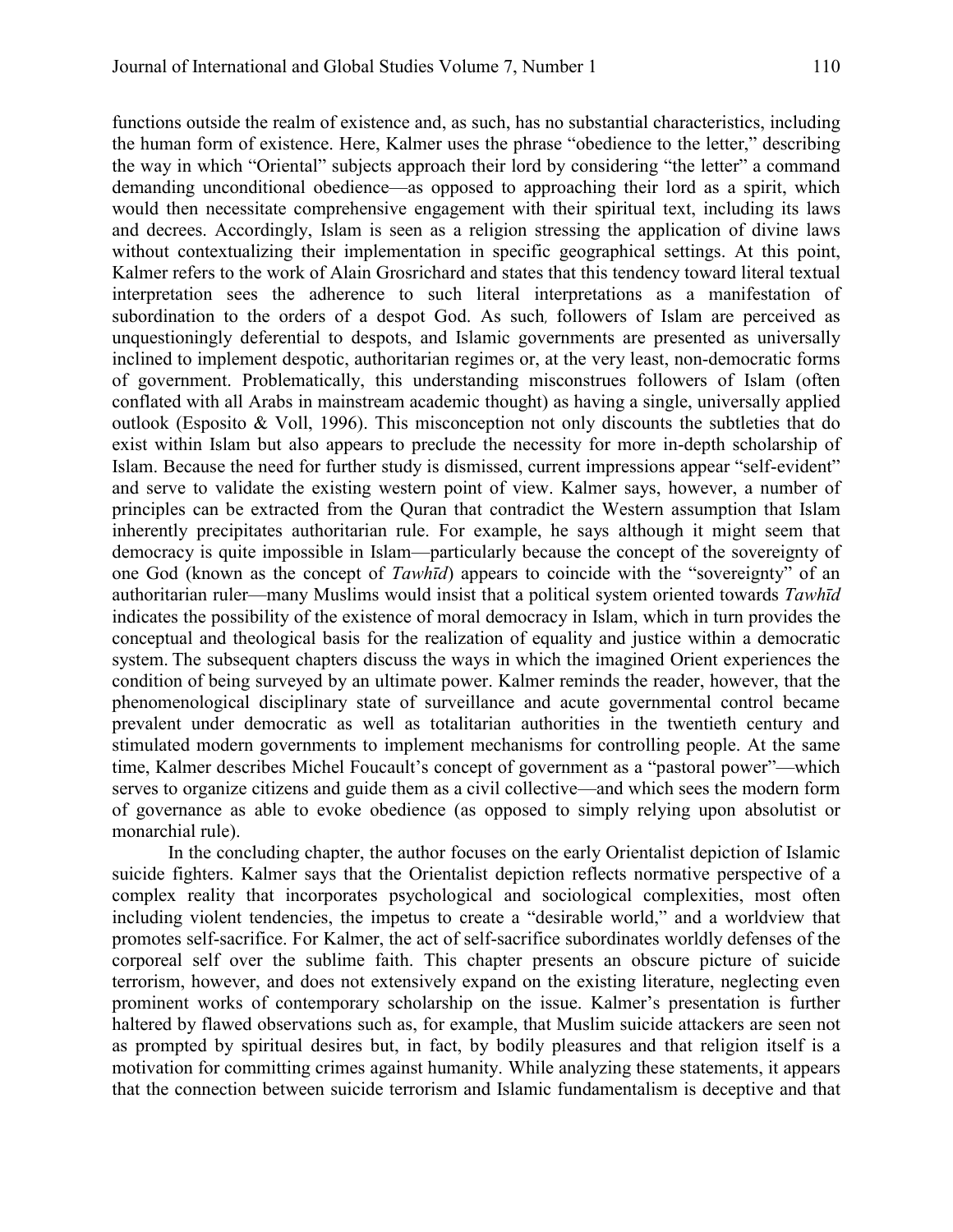functions outside the realm of existence and, as such, has no substantial characteristics, including the human form of existence. Here, Kalmer uses the phrase "obedience to the letter," describing the way in which "Oriental" subjects approach their lord by considering "the letter" a command demanding unconditional obedience—as opposed to approaching their lord as a spirit, which would then necessitate comprehensive engagement with their spiritual text, including its laws and decrees. Accordingly, Islam is seen as a religion stressing the application of divine laws without contextualizing their implementation in specific geographical settings. At this point, Kalmer refers to the work of Alain Grosrichard and states that this tendency toward literal textual interpretation sees the adherence to such literal interpretations as a manifestation of subordination to the orders of a despot God. As such, followers of Islam are perceived as unquestioningly deferential to despots, and Islamic governments are presented as universally inclined to implement despotic, authoritarian regimes or, at the very least, non-democratic forms of government. Problematically, this understanding misconstrues followers of Islam (often conflated with all Arabs in mainstream academic thought) as having a single, universally applied outlook (Esposito & Voll, 1996). This misconception not only discounts the subtleties that do exist within Islam but also appears to preclude the necessity for more in-depth scholarship of Islam. Because the need for further study is dismissed, current impressions appear "self-evident" and serve to validate the existing western point of view. Kalmer says, however, a number of principles can be extracted from the Quran that contradict the Western assumption that Islam inherently precipitates authoritarian rule. For example, he says although it might seem that democracy is quite impossible in Islam—particularly because the concept of the sovereignty of one God (known as the concept of *Tawhīd*) appears to coincide with the "sovereignty" of an authoritarian ruler—many Muslims would insist that a political system oriented towards *Tawhīd* indicates the possibility of the existence of moral democracy in Islam, which in turn provides the conceptual and theological basis for the realization of equality and justice within a democratic system. The subsequent chapters discuss the ways in which the imagined Orient experiences the condition of being surveyed by an ultimate power. Kalmer reminds the reader, however, that the phenomenological disciplinary state of surveillance and acute governmental control became prevalent under democratic as well as totalitarian authorities in the twentieth century and stimulated modern governments to implement mechanisms for controlling people. At the same time, Kalmer describes Michel Foucault's concept of government as a "pastoral power"—which serves to organize citizens and guide them as a civil collective—and which sees the modern form of governance as able to evoke obedience (as opposed to simply relying upon absolutist or monarchial rule).

In the concluding chapter, the author focuses on the early Orientalist depiction of Islamic suicide fighters. Kalmer says that the Orientalist depiction reflects normative perspective of a complex reality that incorporates psychological and sociological complexities, most often including violent tendencies, the impetus to create a "desirable world," and a worldview that promotes self-sacrifice. For Kalmer, the act of self-sacrifice subordinates worldly defenses of the corporeal self over the sublime faith. This chapter presents an obscure picture of suicide terrorism, however, and does not extensively expand on the existing literature, neglecting even prominent works of contemporary scholarship on the issue. Kalmer's presentation is further haltered by flawed observations such as, for example, that Muslim suicide attackers are seen not as prompted by spiritual desires but, in fact, by bodily pleasures and that religion itself is a motivation for committing crimes against humanity. While analyzing these statements, it appears that the connection between suicide terrorism and Islamic fundamentalism is deceptive and that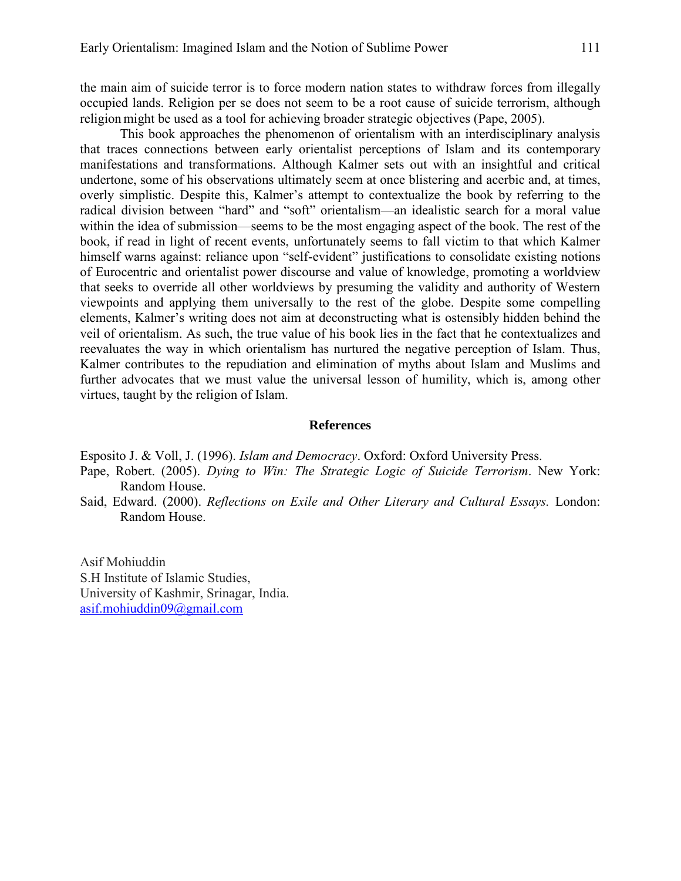the main aim of suicide terror is to force modern nation states to withdraw forces from illegally occupied lands. Religion per se does not seem to be a root cause of suicide terrorism, although religion might be used as a tool for achieving broader strategic objectives (Pape, 2005).

This book approaches the phenomenon of orientalism with an interdisciplinary analysis that traces connections between early orientalist perceptions of Islam and its contemporary manifestations and transformations. Although Kalmer sets out with an insightful and critical undertone, some of his observations ultimately seem at once blistering and acerbic and, at times, overly simplistic. Despite this, Kalmer's attempt to contextualize the book by referring to the radical division between "hard" and "soft" orientalism—an idealistic search for a moral value within the idea of submission—seems to be the most engaging aspect of the book. The rest of the book, if read in light of recent events, unfortunately seems to fall victim to that which Kalmer himself warns against: reliance upon "self-evident" justifications to consolidate existing notions of Eurocentric and orientalist power discourse and value of knowledge, promoting a worldview that seeks to override all other worldviews by presuming the validity and authority of Western viewpoints and applying them universally to the rest of the globe. Despite some compelling elements, Kalmer's writing does not aim at deconstructing what is ostensibly hidden behind the veil of orientalism. As such, the true value of his book lies in the fact that he contextualizes and reevaluates the way in which orientalism has nurtured the negative perception of Islam. Thus, Kalmer contributes to the repudiation and elimination of myths about Islam and Muslims and further advocates that we must value the universal lesson of humility, which is, among other virtues, taught by the religion of Islam.

## References

Esposito J. & Voll, J. (1996). *Islam and Democracy*. Oxford: Oxford University Press.

Pape, Robert. (2005). *Dying to Win: The Strategic Logic of Suicide Terrorism*. New York: Random House.

Said, Edward. (2000). *Reflections on Exile and Other Literary and Cultural Essays.* London: Random House.

Asif Mohiuddin
S.H Institute of Islamic Studies,
University of Kashmir, Srinagar, India.
asif.mohiuddin09@gmail.com